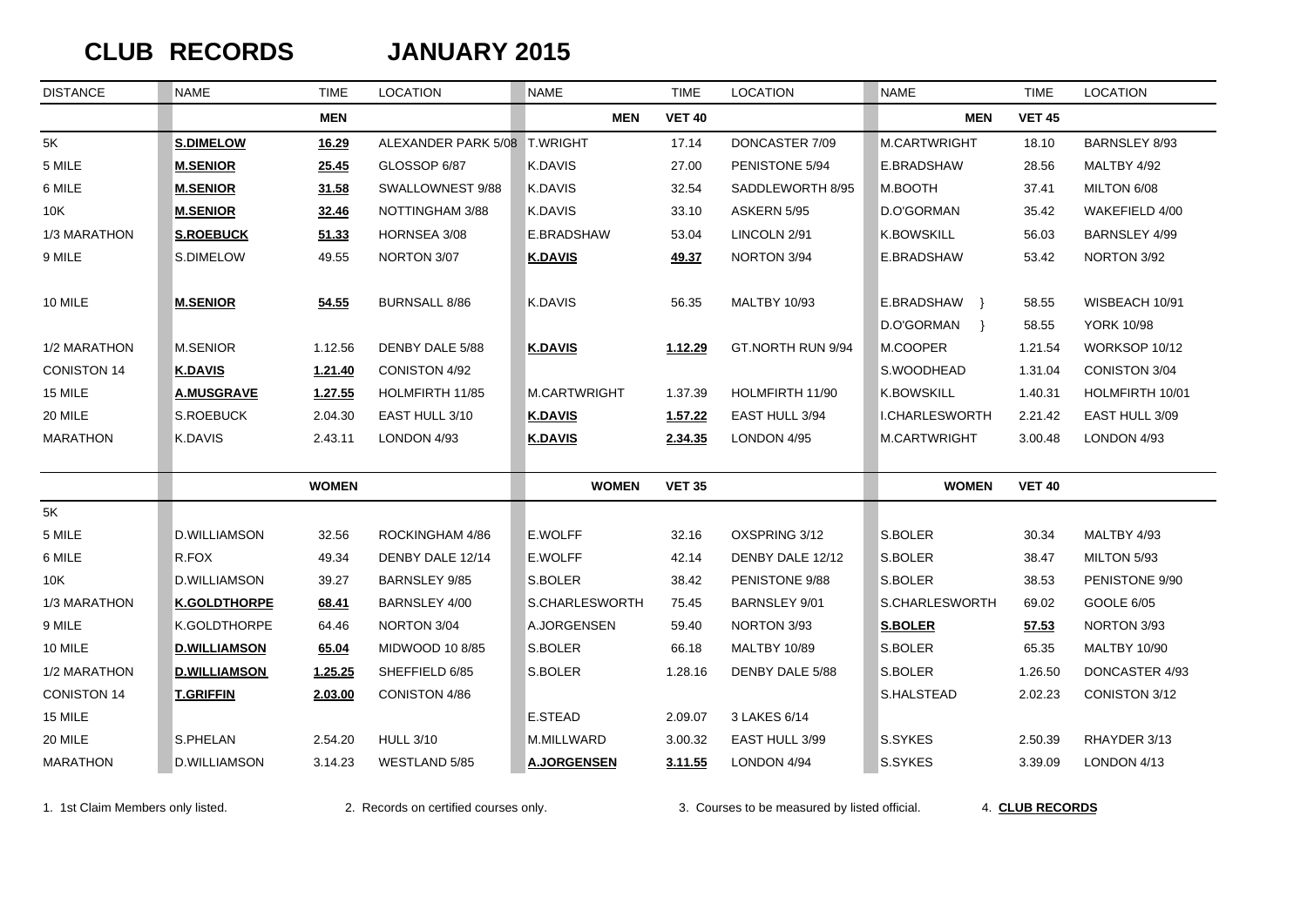# CLUB RECORDS JANUARY 2015

| DISTANCE | NAME | TIME | LOCATION | NAME | TIME | LOCATION | NAME | TIME | LOCATION |
|---|---|---|---|---|---|---|---|---|---|
| | | **MEN** | | **MEN** | **VET 40** | | **MEN** | **VET 45** | |
| 5K | **S.DIMELOW** | **16.29** | ALEXANDER PARK 5/08 | T.WRIGHT | 17.14 | DONCASTER 7/09 | M.CARTWRIGHT | 18.10 | BARNSLEY 8/93 |
| 5 MILE | **M.SENIOR** | **25.45** | GLOSSOP 6/87 | K.DAVIS | 27.00 | PENISTONE 5/94 | E.BRADSHAW | 28.56 | MALTBY 4/92 |
| 6 MILE | **M.SENIOR** | **31.58** | SWALLOWNEST 9/88 | K.DAVIS | 32.54 | SADDLEWORTH 8/95 | M.BOOTH | 37.41 | MILTON 6/08 |
| 10K | **M.SENIOR** | **32.46** | NOTTINGHAM 3/88 | K.DAVIS | 33.10 | ASKERN 5/95 | D.O'GORMAN | 35.42 | WAKEFIELD 4/00 |
| 1/3 MARATHON | **S.ROEBUCK** | **51.33** | HORNSEA 3/08 | E.BRADSHAW | 53.04 | LINCOLN 2/91 | K.BOWSKILL | 56.03 | BARNSLEY 4/99 |
| 9 MILE | S.DIMELOW | 49.55 | NORTON 3/07 | **K.DAVIS** | **49.37** | NORTON 3/94 | E.BRADSHAW | 53.42 | NORTON 3/92 |
| 10 MILE | **M.SENIOR** | **54.55** | BURNSALL 8/86 | K.DAVIS | 56.35 | MALTBY 10/93 | E.BRADSHAW } | 58.55 | WISBEACH 10/91 |
| | | | | | | | D.O'GORMAN } | 58.55 | YORK 10/98 |
| 1/2 MARATHON | M.SENIOR | 1.12.56 | DENBY DALE 5/88 | **K.DAVIS** | **1.12.29** | GT.NORTH RUN 9/94 | M.COOPER | 1.21.54 | WORKSOP 10/12 |
| CONISTON 14 | **K.DAVIS** | **1.21.40** | CONISTON 4/92 | | | | S.WOODHEAD | 1.31.04 | CONISTON 3/04 |
| 15 MILE | **A.MUSGRAVE** | **1.27.55** | HOLMFIRTH 11/85 | M.CARTWRIGHT | 1.37.39 | HOLMFIRTH 11/90 | K.BOWSKILL | 1.40.31 | HOLMFIRTH 10/01 |
| 20 MILE | S.ROEBUCK | 2.04.30 | EAST HULL 3/10 | **K.DAVIS** | **1.57.22** | EAST HULL 3/94 | I.CHARLESWORTH | 2.21.42 | EAST HULL 3/09 |
| MARATHON | K.DAVIS | 2.43.11 | LONDON 4/93 | **K.DAVIS** | **2.34.35** | LONDON 4/95 | M.CARTWRIGHT | 3.00.48 | LONDON 4/93 |
| | | **WOMEN** | | **WOMEN** | **VET 35** | | **WOMEN** | **VET 40** | |
| 5K | | | | | | | | | |
| 5 MILE | D.WILLIAMSON | 32.56 | ROCKINGHAM 4/86 | E.WOLFF | 32.16 | OXSPRING 3/12 | S.BOLER | 30.34 | MALTBY 4/93 |
| 6 MILE | R.FOX | 49.34 | DENBY DALE 12/14 | E.WOLFF | 42.14 | DENBY DALE 12/12 | S.BOLER | 38.47 | MILTON 5/93 |
| 10K | D.WILLIAMSON | 39.27 | BARNSLEY 9/85 | S.BOLER | 38.42 | PENISTONE 9/88 | S.BOLER | 38.53 | PENISTONE 9/90 |
| 1/3 MARATHON | **K.GOLDTHORPE** | **68.41** | BARNSLEY 4/00 | S.CHARLESWORTH | 75.45 | BARNSLEY 9/01 | S.CHARLESWORTH | 69.02 | GOOLE 6/05 |
| 9 MILE | K.GOLDTHORPE | 64.46 | NORTON 3/04 | A.JORGENSEN | 59.40 | NORTON 3/93 | **S.BOLER** | **57.53** | NORTON 3/93 |
| 10 MILE | **D.WILLIAMSON** | **65.04** | MIDWOOD 10 8/85 | S.BOLER | 66.18 | MALTBY 10/89 | S.BOLER | 65.35 | MALTBY 10/90 |
| 1/2 MARATHON | **D.WILLIAMSON** | **1.25.25** | SHEFFIELD 6/85 | S.BOLER | 1.28.16 | DENBY DALE 5/88 | S.BOLER | 1.26.50 | DONCASTER 4/93 |
| CONISTON 14 | **T.GRIFFIN** | **2.03.00** | CONISTON 4/86 | | | | S.HALSTEAD | 2.02.23 | CONISTON 3/12 |
| 15 MILE | | | | E.STEAD | 2.09.07 | 3 LAKES 6/14 | | | |
| 20 MILE | S.PHELAN | 2.54.20 | HULL 3/10 | M.MILLWARD | 3.00.32 | EAST HULL 3/99 | S.SYKES | 2.50.39 | RHAYDER 3/13 |
| MARATHON | D.WILLIAMSON | 3.14.23 | WESTLAND 5/85 | **A.JORGENSEN** | **3.11.55** | LONDON 4/94 | S.SYKES | 3.39.09 | LONDON 4/13 |

1. 1st Claim Members only listed. 2. Records on certified courses only. 3. Courses to be measured by listed official. 4. **CLUB RECORDS**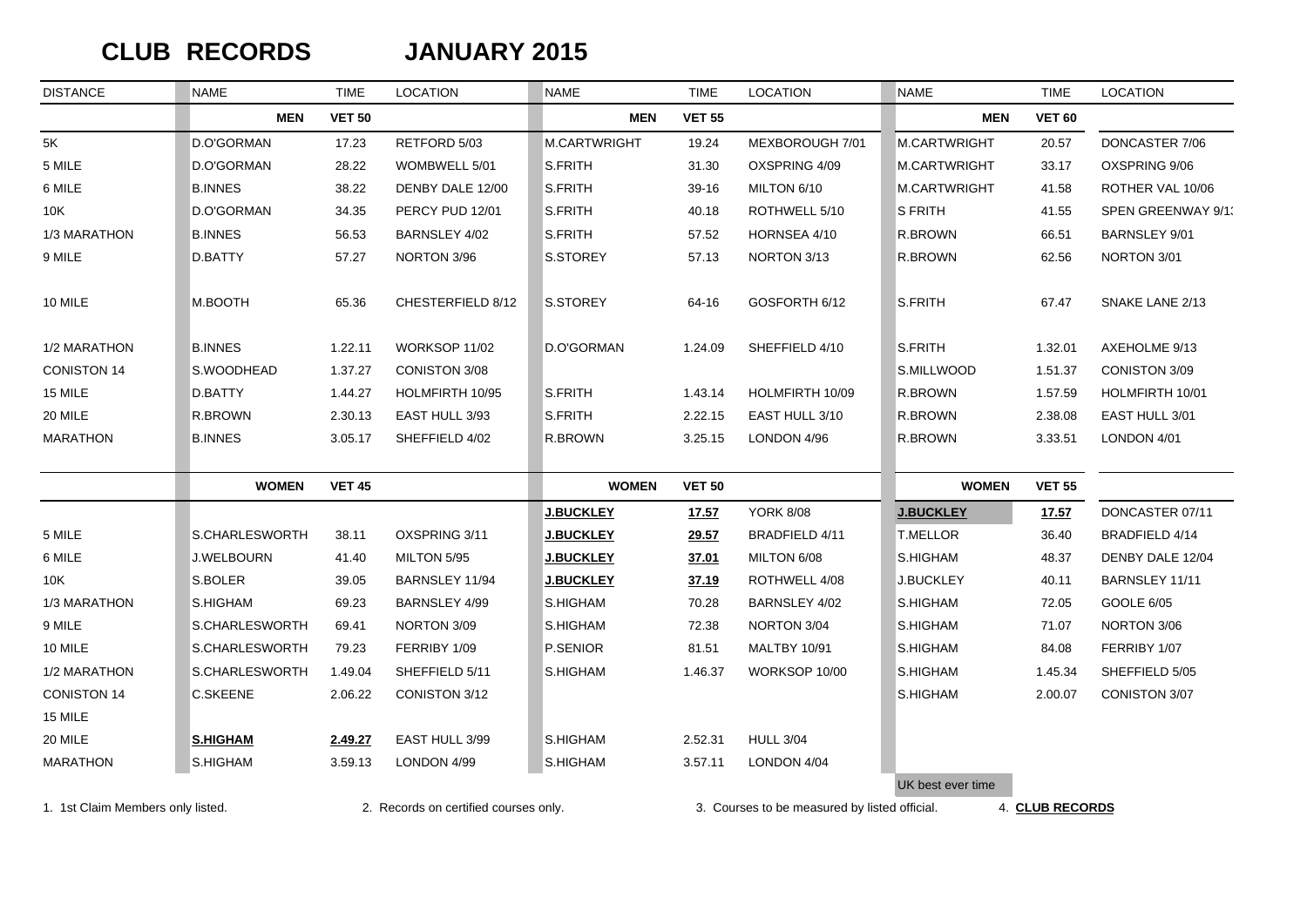# CLUB RECORDS JANUARY 2015

| DISTANCE | NAME | TIME | LOCATION | NAME | TIME | LOCATION | NAME | TIME | LOCATION |
|---|---|---|---|---|---|---|---|---|---|
| | **MEN** | **VET 50** | | **MEN** | **VET 55** | | **MEN** | **VET 60** | |
| 5K | D.O'GORMAN | 17.23 | RETFORD 5/03 | M.CARTWRIGHT | 19.24 | MEXBOROUGH 7/01 | M.CARTWRIGHT | 20.57 | DONCASTER 7/06 |
| 5 MILE | D.O'GORMAN | 28.22 | WOMBWELL 5/01 | S.FRITH | 31.30 | OXSPRING 4/09 | M.CARTWRIGHT | 33.17 | OXSPRING 9/06 |
| 6 MILE | B.INNES | 38.22 | DENBY DALE 12/00 | S.FRITH | 39-16 | MILTON 6/10 | M.CARTWRIGHT | 41.58 | ROTHER VAL 10/06 |
| 10K | D.O'GORMAN | 34.35 | PERCY PUD 12/01 | S.FRITH | 40.18 | ROTHWELL 5/10 | S FRITH | 41.55 | SPEN GREENWAY 9/1: |
| 1/3 MARATHON | B.INNES | 56.53 | BARNSLEY 4/02 | S.FRITH | 57.52 | HORNSEA 4/10 | R.BROWN | 66.51 | BARNSLEY 9/01 |
| 9 MILE | D.BATTY | 57.27 | NORTON 3/96 | S.STOREY | 57.13 | NORTON 3/13 | R.BROWN | 62.56 | NORTON 3/01 |
| 10 MILE | M.BOOTH | 65.36 | CHESTERFIELD 8/12 | S.STOREY | 64-16 | GOSFORTH 6/12 | S.FRITH | 67.47 | SNAKE LANE 2/13 |
| 1/2 MARATHON | B.INNES | 1.22.11 | WORKSOP 11/02 | D.O'GORMAN | 1.24.09 | SHEFFIELD 4/10 | S.FRITH | 1.32.01 | AXEHOLME 9/13 |
| CONISTON 14 | S.WOODHEAD | 1.37.27 | CONISTON 3/08 | | | | S.MILLWOOD | 1.51.37 | CONISTON 3/09 |
| 15 MILE | D.BATTY | 1.44.27 | HOLMFIRTH 10/95 | S.FRITH | 1.43.14 | HOLMFIRTH 10/09 | R.BROWN | 1.57.59 | HOLMFIRTH 10/01 |
| 20 MILE | R.BROWN | 2.30.13 | EAST HULL 3/93 | S.FRITH | 2.22.15 | EAST HULL 3/10 | R.BROWN | 2.38.08 | EAST HULL 3/01 |
| MARATHON | B.INNES | 3.05.17 | SHEFFIELD 4/02 | R.BROWN | 3.25.15 | LONDON 4/96 | R.BROWN | 3.33.51 | LONDON 4/01 |
| | **WOMEN** | **VET 45** | | **WOMEN** | **VET 50** | | **WOMEN** | **VET 55** | |
| | | | | **J.BUCKLEY** | **17.57** | YORK 8/08 | **J.BUCKLEY** | **17.57** | DONCASTER 07/11 |
| 5 MILE | S.CHARLESWORTH | 38.11 | OXSPRING 3/11 | **J.BUCKLEY** | **29.57** | BRADFIELD 4/11 | T.MELLOR | 36.40 | BRADFIELD 4/14 |
| 6 MILE | J.WELBOURN | 41.40 | MILTON 5/95 | **J.BUCKLEY** | **37.01** | MILTON 6/08 | S.HIGHAM | 48.37 | DENBY DALE 12/04 |
| 10K | S.BOLER | 39.05 | BARNSLEY 11/94 | **J.BUCKLEY** | **37.19** | ROTHWELL 4/08 | J.BUCKLEY | 40.11 | BARNSLEY 11/11 |
| 1/3 MARATHON | S.HIGHAM | 69.23 | BARNSLEY 4/99 | S.HIGHAM | 70.28 | BARNSLEY 4/02 | S.HIGHAM | 72.05 | GOOLE 6/05 |
| 9 MILE | S.CHARLESWORTH | 69.41 | NORTON 3/09 | S.HIGHAM | 72.38 | NORTON 3/04 | S.HIGHAM | 71.07 | NORTON 3/06 |
| 10 MILE | S.CHARLESWORTH | 79.23 | FERRIBY 1/09 | P.SENIOR | 81.51 | MALTBY 10/91 | S.HIGHAM | 84.08 | FERRIBY 1/07 |
| 1/2 MARATHON | S.CHARLESWORTH | 1.49.04 | SHEFFIELD 5/11 | S.HIGHAM | 1.46.37 | WORKSOP 10/00 | S.HIGHAM | 1.45.34 | SHEFFIELD 5/05 |
| CONISTON 14 | C.SKEENE | 2.06.22 | CONISTON 3/12 | | | | S.HIGHAM | 2.00.07 | CONISTON 3/07 |
| 15 MILE | | | | | | | | | |
| 20 MILE | **S.HIGHAM** | **2.49.27** | EAST HULL 3/99 | S.HIGHAM | 2.52.31 | HULL 3/04 | | | |
| MARATHON | S.HIGHAM | 3.59.13 | LONDON 4/99 | S.HIGHAM | 3.57.11 | LONDON 4/04 | | | |

UK best ever time

1. 1st Claim Members only listed. 2. Records on certified courses only. 3. Courses to be measured by listed official. 4. **CLUB RECORDS**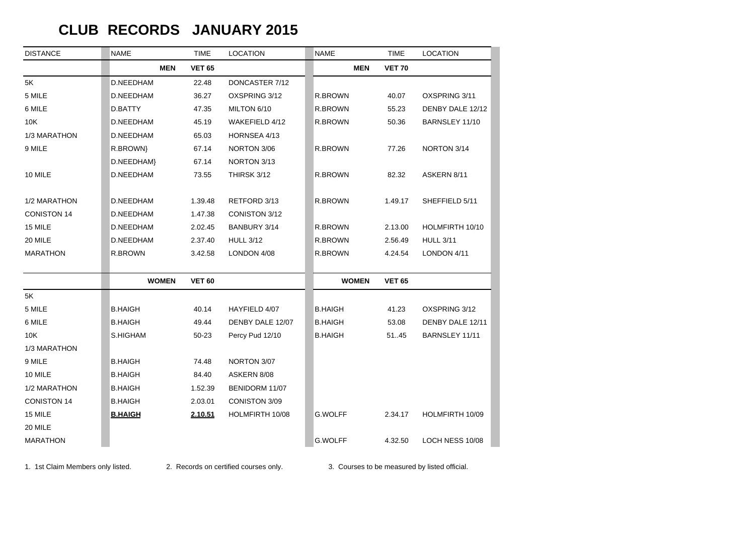# CLUB RECORDS JANUARY 2015

| DISTANCE | NAME | TIME | LOCATION | NAME | TIME | LOCATION |
|---|---|---|---|---|---|---|
| | **MEN** | **VET 65** | | **MEN** | **VET 70** | |
| 5K | D.NEEDHAM | 22.48 | DONCASTER 7/12 | | | |
| 5 MILE | D.NEEDHAM | 36.27 | OXSPRING 3/12 | R.BROWN | 40.07 | OXSPRING 3/11 |
| 6 MILE | D.BATTY | 47.35 | MILTON 6/10 | R.BROWN | 55.23 | DENBY DALE 12/12 |
| 10K | D.NEEDHAM | 45.19 | WAKEFIELD 4/12 | R.BROWN | 50.36 | BARNSLEY 11/10 |
| 1/3 MARATHON | D.NEEDHAM | 65.03 | HORNSEA 4/13 | | | |
| 9 MILE | R.BROWN} | 67.14 | NORTON 3/06 | R.BROWN | 77.26 | NORTON 3/14 |
| | D.NEEDHAM} | 67.14 | NORTON 3/13 | | | |
| 10 MILE | D.NEEDHAM | 73.55 | THIRSK 3/12 | R.BROWN | 82.32 | ASKERN 8/11 |
| 1/2 MARATHON | D.NEEDHAM | 1.39.48 | RETFORD 3/13 | R.BROWN | 1.49.17 | SHEFFIELD 5/11 |
| CONISTON 14 | D.NEEDHAM | 1.47.38 | CONISTON 3/12 | | | |
| 15 MILE | D.NEEDHAM | 2.02.45 | BANBURY 3/14 | R.BROWN | 2.13.00 | HOLMFIRTH 10/10 |
| 20 MILE | D.NEEDHAM | 2.37.40 | HULL 3/12 | R.BROWN | 2.56.49 | HULL 3/11 |
| MARATHON | R.BROWN | 3.42.58 | LONDON 4/08 | R.BROWN | 4.24.54 | LONDON 4/11 |
| | **WOMEN** | **VET 60** | | **WOMEN** | **VET 65** | |
| 5K | | | | | | |
| 5 MILE | B.HAIGH | 40.14 | HAYFIELD 4/07 | B.HAIGH | 41.23 | OXSPRING 3/12 |
| 6 MILE | B.HAIGH | 49.44 | DENBY DALE 12/07 | B.HAIGH | 53.08 | DENBY DALE 12/11 |
| 10K | S.HIGHAM | 50-23 | Percy Pud 12/10 | B.HAIGH | 51..45 | BARNSLEY 11/11 |
| 1/3 MARATHON | | | | | | |
| 9 MILE | B.HAIGH | 74.48 | NORTON 3/07 | | | |
| 10 MILE | B.HAIGH | 84.40 | ASKERN 8/08 | | | |
| 1/2 MARATHON | B.HAIGH | 1.52.39 | BENIDORM 11/07 | | | |
| CONISTON 14 | B.HAIGH | 2.03.01 | CONISTON 3/09 | | | |
| 15 MILE | **B.HAIGH** | **2.10.51** | HOLMFIRTH 10/08 | G.WOLFF | 2.34.17 | HOLMFIRTH 10/09 |
| 20 MILE | | | | | | |
| MARATHON | | | | G.WOLFF | 4.32.50 | LOCH NESS 10/08 |

1. 1st Claim Members only listed. 2. Records on certified courses only. 3. Courses to be measured by listed official.